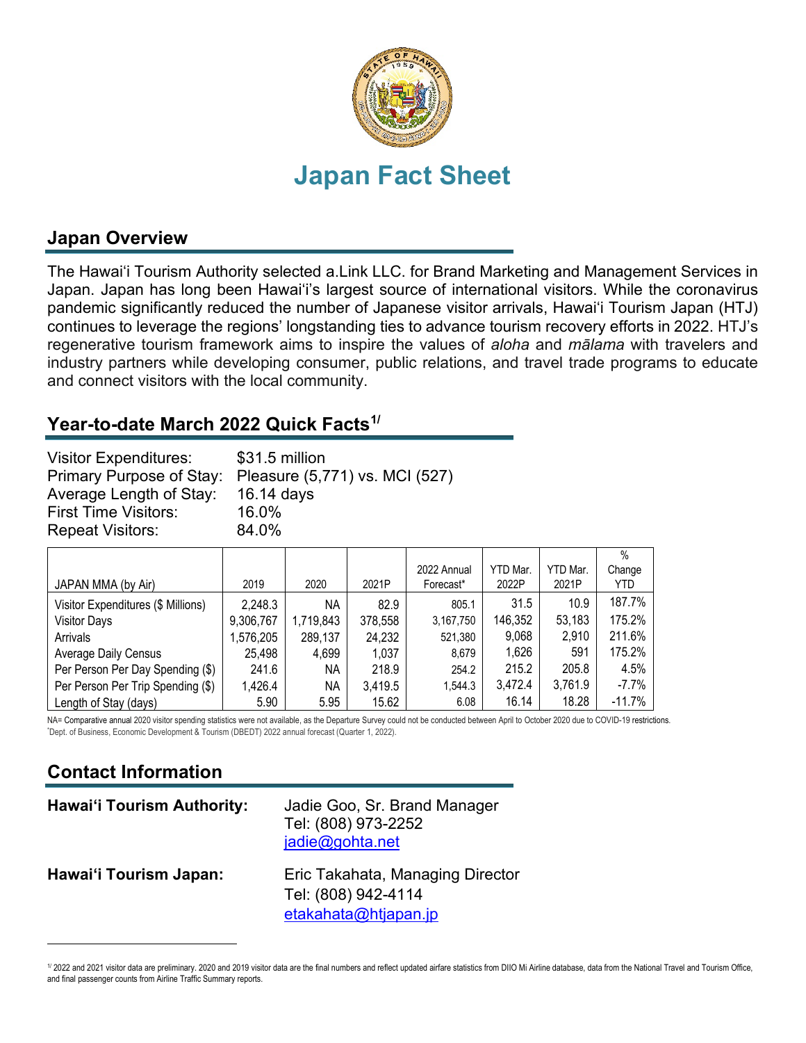# Japan Fact Sheet

## Japan Overview

The Hawaiʻi Tourism Authority selected a.Link LLC. for Brand Marketing and Management Services in Japan. Japan has long been Hawaiʻi's largest source of international visitors. While the coronavirus pandemic significantly reduced the number of Japanese visitor arrivals, Hawaiʻi Tourism Japan (HTJ) continues to leverage the regions' longstanding ties to advance tourism recovery efforts in 2022. HTJ's regenerative tourism framework aims to inspire the values of *aloha* and *mālama* with travelers and industry partners while developing consumer, public relations, and travel trade programs to educate and connect visitors with the local community.

## Year-to-date March 2022 Quick Facts[1/]

Visitor Expenditures: $31.5 million
Primary Purpose of Stay: Pleasure (5,771) vs. MCI (527)
Average Length of Stay: 16.14 days
First Time Visitors: 16.0%
Repeat Visitors: 84.0%

| JAPAN MMA (by Air) | 2019 | 2020 | 2021P | 2022 Annual Forecast* | YTD Mar. 2022P | YTD Mar. 2021P | % Change YTD |
|---|---|---|---|---|---|---|---|
| Visitor Expenditures ($ Millions) | 2,248.3 | NA | 82.9 | 805.1 | 31.5 | 10.9 | 187.7% |
| Visitor Days | 9,306,767 | 1,719,843 | 378,558 | 3,167,750 | 146,352 | 53,183 | 175.2% |
| Arrivals | 1,576,205 | 289,137 | 24,232 | 521,380 | 9,068 | 2,910 | 211.6% |
| Average Daily Census | 25,498 | 4,699 | 1,037 | 8,679 | 1,626 | 591 | 175.2% |
| Per Person Per Day Spending ($) | 241.6 | NA | 218.9 | 254.2 | 215.2 | 205.8 | 4.5% |
| Per Person Per Trip Spending ($) | 1,426.4 | NA | 3,419.5 | 1,544.3 | 3,472.4 | 3,761.9 | -7.7% |
| Length of Stay (days) | 5.90 | 5.95 | 15.62 | 6.08 | 16.14 | 18.28 | -11.7% |

NA= Comparative annual 2020 visitor spending statistics were not available, as the Departure Survey could not be conducted between April to October 2020 due to COVID-19 restrictions.
*Dept. of Business, Economic Development & Tourism (DBEDT) 2022 annual forecast (Quarter 1, 2022).

## Contact Information

**Hawaiʻi Tourism Authority:** Jadie Goo, Sr. Brand Manager
Tel: (808) 973-2252
jadie@gohta.net

**Hawaiʻi Tourism Japan:** Eric Takahata, Managing Director
Tel: (808) 942-4114
etakahata@htjapan.jp

[1/] 2022 and 2021 visitor data are preliminary. 2020 and 2019 visitor data are the final numbers and reflect updated airfare statistics from DIIO Mi Airline database, data from the National Travel and Tourism Office, and final passenger counts from Airline Traffic Summary reports.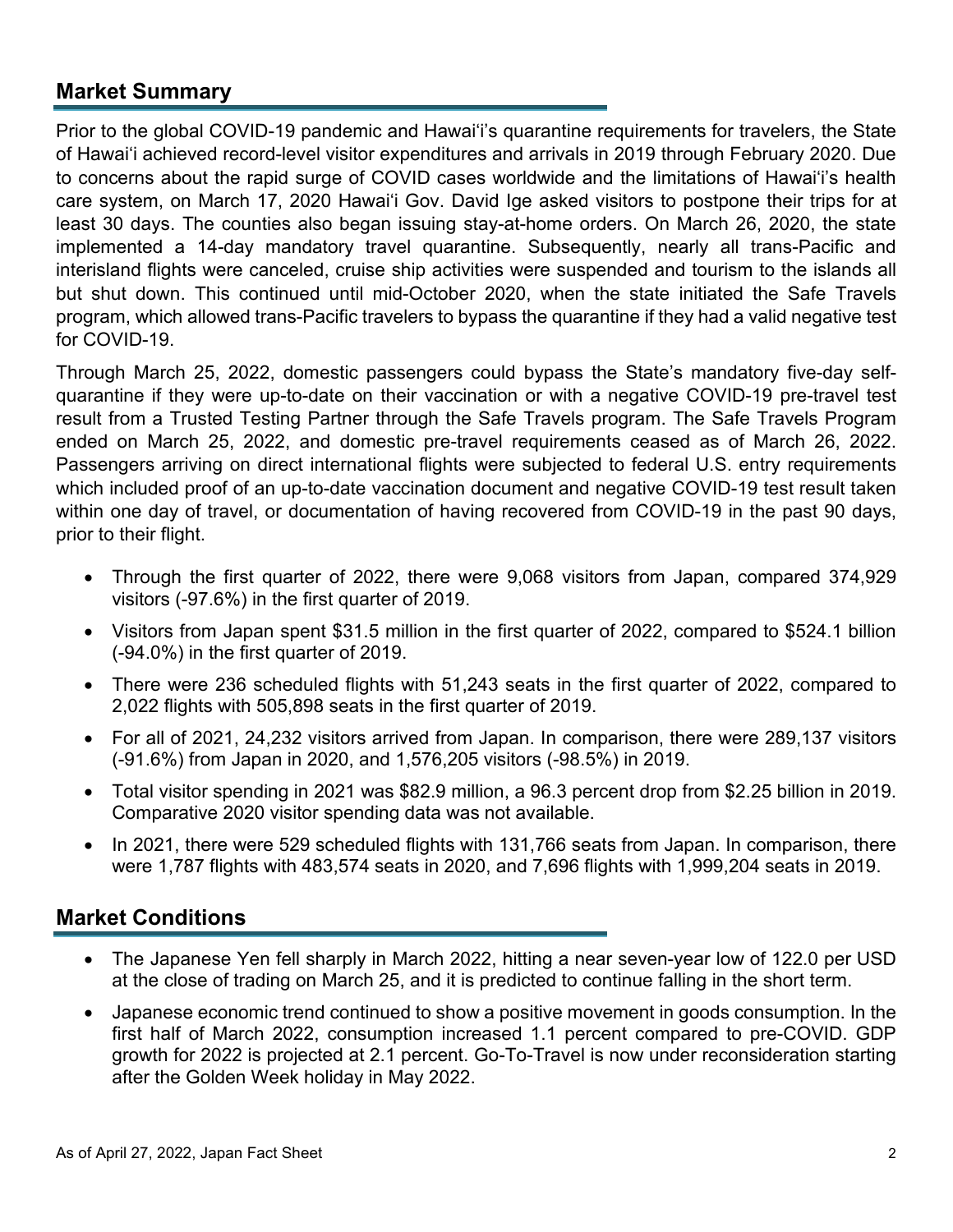## Market Summary

Prior to the global COVID-19 pandemic and Hawaiʻi's quarantine requirements for travelers, the State of Hawaiʻi achieved record-level visitor expenditures and arrivals in 2019 through February 2020. Due to concerns about the rapid surge of COVID cases worldwide and the limitations of Hawaiʻi's health care system, on March 17, 2020 Hawaiʻi Gov. David Ige asked visitors to postpone their trips for at least 30 days. The counties also began issuing stay-at-home orders. On March 26, 2020, the state implemented a 14-day mandatory travel quarantine. Subsequently, nearly all trans-Pacific and interisland flights were canceled, cruise ship activities were suspended and tourism to the islands all but shut down. This continued until mid-October 2020, when the state initiated the Safe Travels program, which allowed trans-Pacific travelers to bypass the quarantine if they had a valid negative test for COVID-19.

Through March 25, 2022, domestic passengers could bypass the State's mandatory five-day self-quarantine if they were up-to-date on their vaccination or with a negative COVID-19 pre-travel test result from a Trusted Testing Partner through the Safe Travels program. The Safe Travels Program ended on March 25, 2022, and domestic pre-travel requirements ceased as of March 26, 2022. Passengers arriving on direct international flights were subjected to federal U.S. entry requirements which included proof of an up-to-date vaccination document and negative COVID-19 test result taken within one day of travel, or documentation of having recovered from COVID-19 in the past 90 days, prior to their flight.

- Through the first quarter of 2022, there were 9,068 visitors from Japan, compared 374,929 visitors (-97.6%) in the first quarter of 2019.
- Visitors from Japan spent $31.5 million in the first quarter of 2022, compared to $524.1 billion (-94.0%) in the first quarter of 2019.
- There were 236 scheduled flights with 51,243 seats in the first quarter of 2022, compared to 2,022 flights with 505,898 seats in the first quarter of 2019.
- For all of 2021, 24,232 visitors arrived from Japan. In comparison, there were 289,137 visitors (-91.6%) from Japan in 2020, and 1,576,205 visitors (-98.5%) in 2019.
- Total visitor spending in 2021 was $82.9 million, a 96.3 percent drop from $2.25 billion in 2019. Comparative 2020 visitor spending data was not available.
- In 2021, there were 529 scheduled flights with 131,766 seats from Japan. In comparison, there were 1,787 flights with 483,574 seats in 2020, and 7,696 flights with 1,999,204 seats in 2019.

## Market Conditions

- The Japanese Yen fell sharply in March 2022, hitting a near seven-year low of 122.0 per USD at the close of trading on March 25, and it is predicted to continue falling in the short term.
- Japanese economic trend continued to show a positive movement in goods consumption. In the first half of March 2022, consumption increased 1.1 percent compared to pre-COVID. GDP growth for 2022 is projected at 2.1 percent. Go-To-Travel is now under reconsideration starting after the Golden Week holiday in May 2022.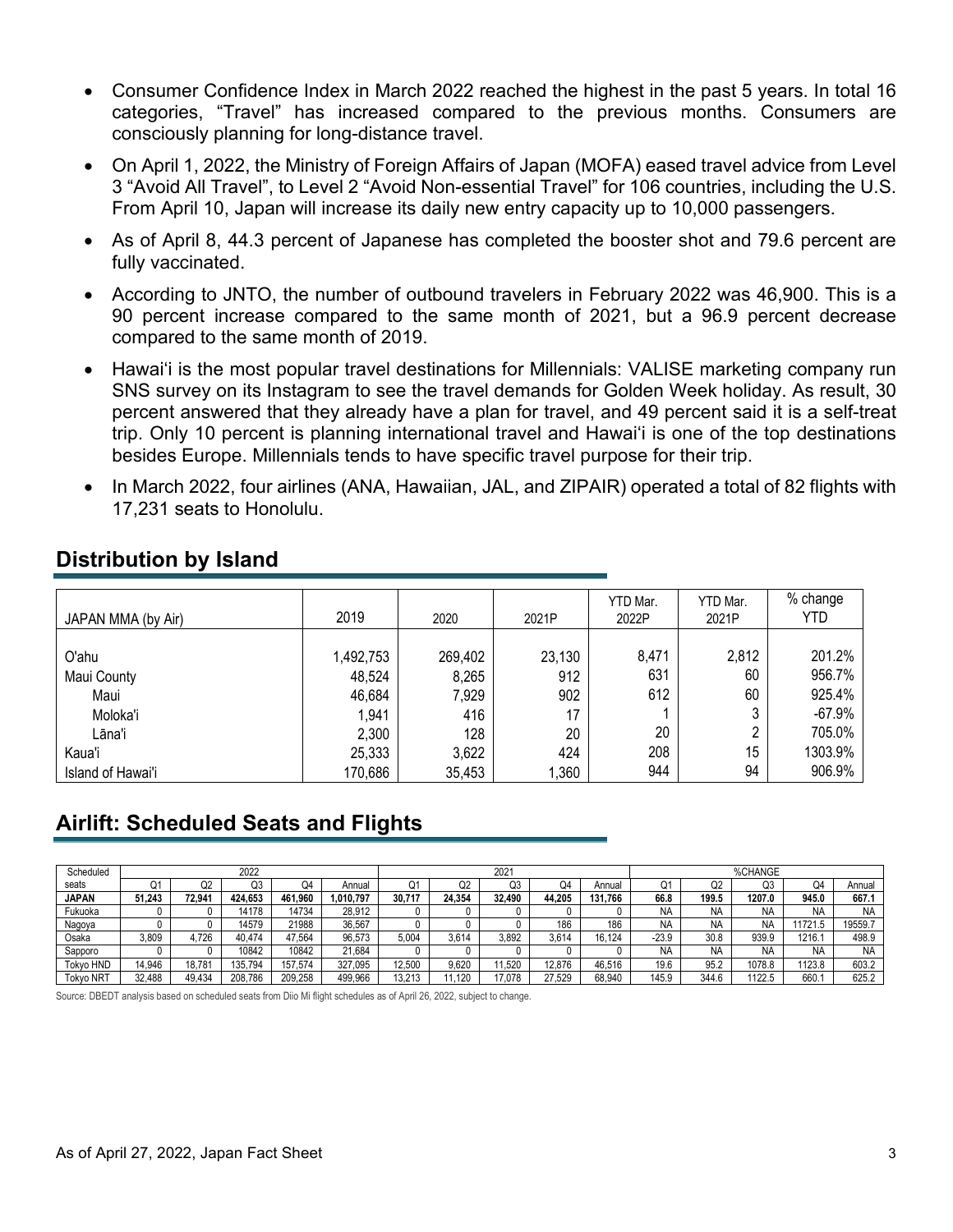- Consumer Confidence Index in March 2022 reached the highest in the past 5 years. In total 16 categories, “Travel” has increased compared to the previous months. Consumers are consciously planning for long-distance travel.
- On April 1, 2022, the Ministry of Foreign Affairs of Japan (MOFA) eased travel advice from Level 3 “Avoid All Travel”, to Level 2 “Avoid Non-essential Travel” for 106 countries, including the U.S. From April 10, Japan will increase its daily new entry capacity up to 10,000 passengers.
- As of April 8, 44.3 percent of Japanese has completed the booster shot and 79.6 percent are fully vaccinated.
- According to JNTO, the number of outbound travelers in February 2022 was 46,900. This is a 90 percent increase compared to the same month of 2021, but a 96.9 percent decrease compared to the same month of 2019.
- Hawai‘i is the most popular travel destinations for Millennials: VALISE marketing company run SNS survey on its Instagram to see the travel demands for Golden Week holiday. As result, 30 percent answered that they already have a plan for travel, and 49 percent said it is a self-treat trip. Only 10 percent is planning international travel and Hawai‘i is one of the top destinations besides Europe. Millennials tends to have specific travel purpose for their trip.
- In March 2022, four airlines (ANA, Hawaiian, JAL, and ZIPAIR) operated a total of 82 flights with 17,231 seats to Honolulu.

## Distribution by Island

| JAPAN MMA (by Air) | 2019 | 2020 | 2021P | YTD Mar. 2022P | YTD Mar. 2021P | % change YTD |
|---|---|---|---|---|---|---|
| O'ahu | 1,492,753 | 269,402 | 23,130 | 8,471 | 2,812 | 201.2% |
| Maui County | 48,524 | 8,265 | 912 | 631 | 60 | 956.7% |
| Maui | 46,684 | 7,929 | 902 | 612 | 60 | 925.4% |
| Moloka'i | 1,941 | 416 | 17 | 1 | 3 | -67.9% |
| Lāna'i | 2,300 | 128 | 20 | 20 | 2 | 705.0% |
| Kaua'i | 25,333 | 3,622 | 424 | 208 | 15 | 1303.9% |
| Island of Hawai'i | 170,686 | 35,453 | 1,360 | 944 | 94 | 906.9% |

## Airlift: Scheduled Seats and Flights

| Scheduled seats | 2022 | | | | | 2021 | | | | | %CHANGE | | | | |
|---|---|---|---|---|---|---|---|---|---|---|---|---|---|---|---|
| | Q1 | Q2 | Q3 | Q4 | Annual | Q1 | Q2 | Q3 | Q4 | Annual | Q1 | Q2 | Q3 | Q4 | Annual |
| **JAPAN** | **51,243** | **72,941** | **424,653** | **461,960** | **1,010,797** | **30,717** | **24,354** | **32,490** | **44,205** | **131,766** | **66.8** | **199.5** | **1207.0** | **945.0** | **667.1** |
| Fukuoka | 0 | 0 | 14178 | 14734 | 28,912 | 0 | 0 | 0 | 0 | 0 | NA | NA | NA | NA | NA |
| Nagoya | 0 | 0 | 14579 | 21988 | 36,567 | 0 | 0 | 0 | 186 | 186 | NA | NA | NA | 11721.5 | 19559.7 |
| Osaka | 3,809 | 4,726 | 40,474 | 47,564 | 96,573 | 5,004 | 3,614 | 3,892 | 3,614 | 16,124 | -23.9 | 30.8 | 939.9 | 1216.1 | 498.9 |
| Sapporo | 0 | 0 | 10842 | 10842 | 21,684 | 0 | 0 | 0 | 0 | 0 | NA | NA | NA | NA | NA |
| Tokyo HND | 14,946 | 18,781 | 135,794 | 157,574 | 327,095 | 12,500 | 9,620 | 11,520 | 12,876 | 46,516 | 19.6 | 95.2 | 1078.8 | 1123.8 | 603.2 |
| Tokyo NRT | 32,488 | 49,434 | 208,786 | 209,258 | 499,966 | 13,213 | 11,120 | 17,078 | 27,529 | 68,940 | 145.9 | 344.6 | 1122.5 | 660.1 | 625.2 |

Source: DBEDT analysis based on scheduled seats from Diio Mi flight schedules as of April 26, 2022, subject to change.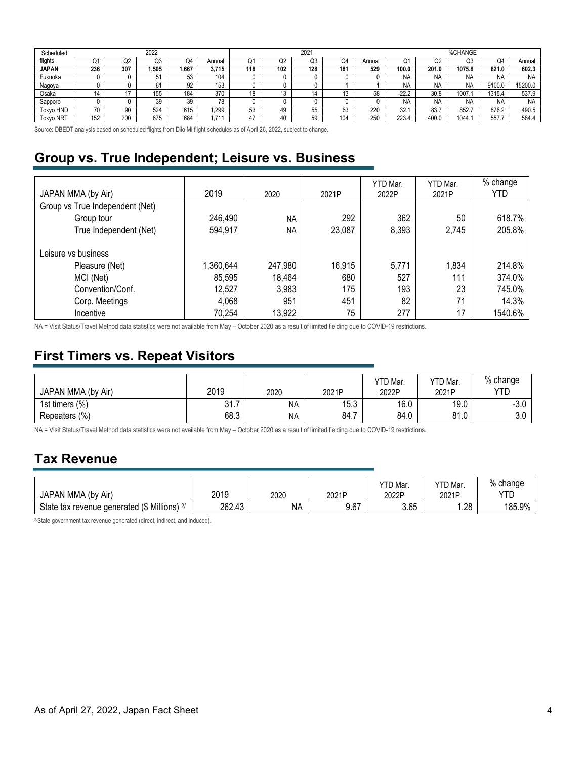| Scheduled flights | 2022 | | | | | 2021 | | | | | %CHANGE | | | | |
|---|---|---|---|---|---|---|---|---|---|---|---|---|---|---|---|
| | Q1 | Q2 | Q3 | Q4 | Annual | Q1 | Q2 | Q3 | Q4 | Annual | Q1 | Q2 | Q3 | Q4 | Annual |
| **JAPAN** | **236** | **307** | **1,505** | **1,667** | **3,715** | **118** | **102** | **128** | **181** | **529** | **100.0** | **201.0** | **1075.8** | **821.0** | **602.3** |
| Fukuoka | 0 | 0 | 51 | 53 | 104 | 0 | 0 | 0 | 0 | 0 | NA | NA | NA | NA | NA |
| Nagoya | 0 | 0 | 61 | 92 | 153 | 0 | 0 | 0 | 1 | 1 | NA | NA | NA | 9100.0 | 15200.0 |
| Osaka | 14 | 17 | 155 | 184 | 370 | 18 | 13 | 14 | 13 | 58 | -22.2 | 30.8 | 1007.1 | 1315.4 | 537.9 |
| Sapporo | 0 | 0 | 39 | 39 | 78 | 0 | 0 | 0 | 0 | 0 | NA | NA | NA | NA | NA |
| Tokyo HND | 70 | 90 | 524 | 615 | 1,299 | 53 | 49 | 55 | 63 | 220 | 32.1 | 83.7 | 852.7 | 876.2 | 490.5 |
| Tokyo NRT | 152 | 200 | 675 | 684 | 1,711 | 47 | 40 | 59 | 104 | 250 | 223.4 | 400.0 | 1044.1 | 557.7 | 584.4 |

Source: DBEDT analysis based on scheduled flights from Diio Mi flight schedules as of April 26, 2022, subject to change.

## Group vs. True Independent; Leisure vs. Business

| JAPAN MMA (by Air) | 2019 | 2020 | 2021P | YTD Mar. 2022P | YTD Mar. 2021P | % change YTD |
|---|---|---|---|---|---|---|
| Group vs True Independent (Net) | | | | | | |
| Group tour | 246,490 | NA | 292 | 362 | 50 | 618.7% |
| True Independent (Net) | 594,917 | NA | 23,087 | 8,393 | 2,745 | 205.8% |
| | | | | | | |
| Leisure vs business | | | | | | |
| Pleasure (Net) | 1,360,644 | 247,980 | 16,915 | 5,771 | 1,834 | 214.8% |
| MCI (Net) | 85,595 | 18,464 | 680 | 527 | 111 | 374.0% |
| Convention/Conf. | 12,527 | 3,983 | 175 | 193 | 23 | 745.0% |
| Corp. Meetings | 4,068 | 951 | 451 | 82 | 71 | 14.3% |
| Incentive | 70,254 | 13,922 | 75 | 277 | 17 | 1540.6% |

NA = Visit Status/Travel Method data statistics were not available from May – October 2020 as a result of limited fielding due to COVID-19 restrictions.

## First Timers vs. Repeat Visitors

| JAPAN MMA (by Air) | 2019 | 2020 | 2021P | YTD Mar. 2022P | YTD Mar. 2021P | % change YTD |
|---|---|---|---|---|---|---|
| 1st timers (%) | 31.7 | NA | 15.3 | 16.0 | 19.0 | -3.0 |
| Repeaters (%) | 68.3 | NA | 84.7 | 84.0 | 81.0 | 3.0 |

NA = Visit Status/Travel Method data statistics were not available from May – October 2020 as a result of limited fielding due to COVID-19 restrictions.

## Tax Revenue

| JAPAN MMA (by Air) | 2019 | 2020 | 2021P | YTD Mar. 2022P | YTD Mar. 2021P | % change YTD |
|---|---|---|---|---|---|---|
| State tax revenue generated ($ Millions) [2/] | 262.43 | NA | 9.67 | 3.65 | 1.28 | 185.9% |

[2/]State government tax revenue generated (direct, indirect, and induced).